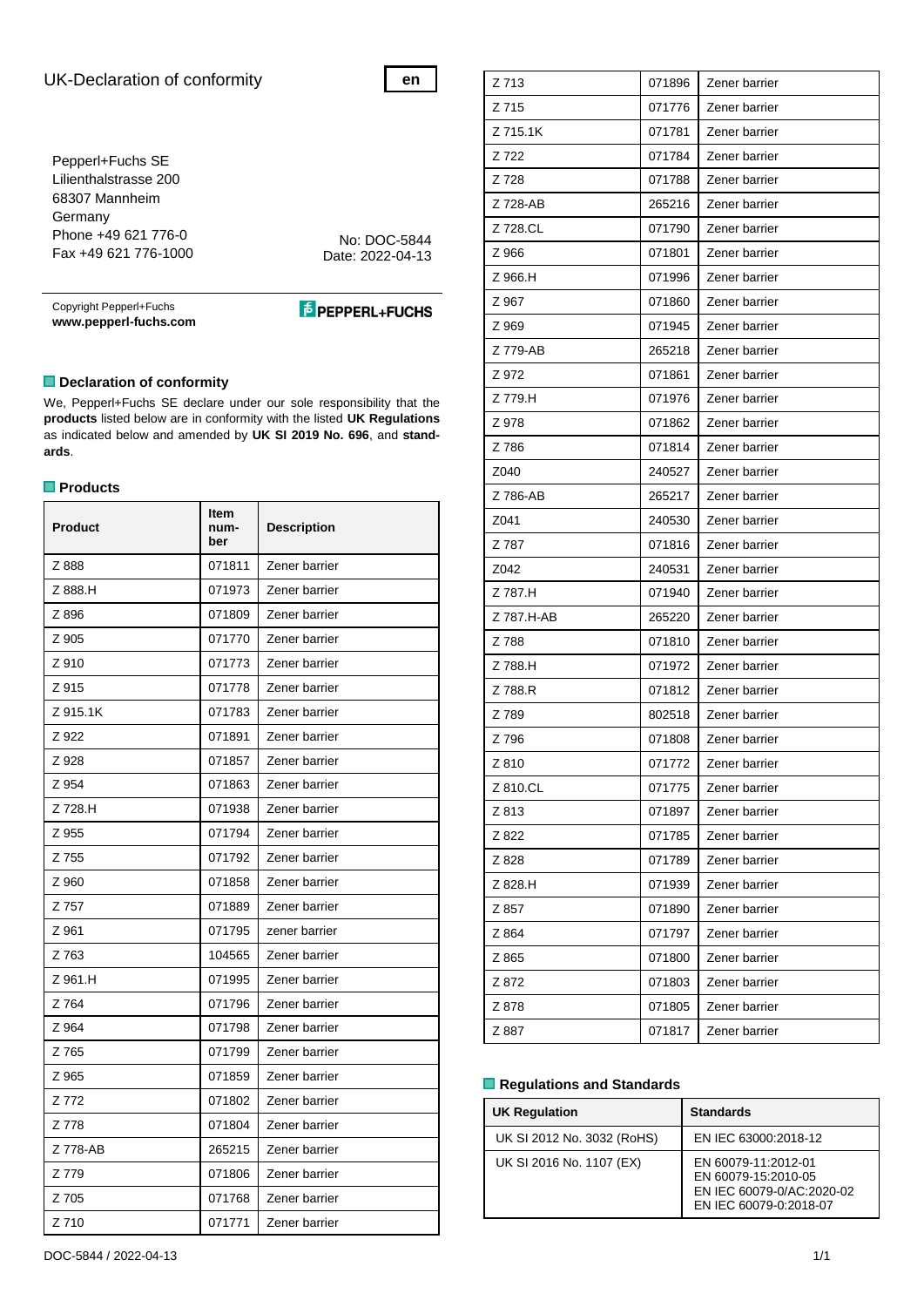# UK-Declaration of conformity

**en**

Pepperl+Fuchs SE
Lilienthalstrasse 200
68307 Mannheim
Germany
Phone +49 621 776-0
Fax +49 621 776-1000

No: DOC-5844
Date: 2022-04-13

Copyright Pepperl+Fuchs
**www.pepperl-fuchs.com**

PEPPERL+FUCHS

## Declaration of conformity

We, Pepperl+Fuchs SE declare under our sole responsibility that the **products** listed below are in conformity with the listed **UK Regulations** as indicated below and amended by **UK SI 2019 No. 696**, and **standards**.

## Products

| Product | Item number | Description |
|---|---|---|
| Z 888 | 071811 | Zener barrier |
| Z 888.H | 071973 | Zener barrier |
| Z 896 | 071809 | Zener barrier |
| Z 905 | 071770 | Zener barrier |
| Z 910 | 071773 | Zener barrier |
| Z 915 | 071778 | Zener barrier |
| Z 915.1K | 071783 | Zener barrier |
| Z 922 | 071891 | Zener barrier |
| Z 928 | 071857 | Zener barrier |
| Z 954 | 071863 | Zener barrier |
| Z 728.H | 071938 | Zener barrier |
| Z 955 | 071794 | Zener barrier |
| Z 755 | 071792 | Zener barrier |
| Z 960 | 071858 | Zener barrier |
| Z 757 | 071889 | Zener barrier |
| Z 961 | 071795 | zener barrier |
| Z 763 | 104565 | Zener barrier |
| Z 961.H | 071995 | Zener barrier |
| Z 764 | 071796 | Zener barrier |
| Z 964 | 071798 | Zener barrier |
| Z 765 | 071799 | Zener barrier |
| Z 965 | 071859 | Zener barrier |
| Z 772 | 071802 | Zener barrier |
| Z 778 | 071804 | Zener barrier |
| Z 778-AB | 265215 | Zener barrier |
| Z 779 | 071806 | Zener barrier |
| Z 705 | 071768 | Zener barrier |
| Z 710 | 071771 | Zener barrier |
| Z 713 | 071896 | Zener barrier |
| Z 715 | 071776 | Zener barrier |
| Z 715.1K | 071781 | Zener barrier |
| Z 722 | 071784 | Zener barrier |
| Z 728 | 071788 | Zener barrier |
| Z 728-AB | 265216 | Zener barrier |
| Z 728.CL | 071790 | Zener barrier |
| Z 966 | 071801 | Zener barrier |
| Z 966.H | 071996 | Zener barrier |
| Z 967 | 071860 | Zener barrier |
| Z 969 | 071945 | Zener barrier |
| Z 779-AB | 265218 | Zener barrier |
| Z 972 | 071861 | Zener barrier |
| Z 779.H | 071976 | Zener barrier |
| Z 978 | 071862 | Zener barrier |
| Z 786 | 071814 | Zener barrier |
| Z040 | 240527 | Zener barrier |
| Z 786-AB | 265217 | Zener barrier |
| Z041 | 240530 | Zener barrier |
| Z 787 | 071816 | Zener barrier |
| Z042 | 240531 | Zener barrier |
| Z 787.H | 071940 | Zener barrier |
| Z 787.H-AB | 265220 | Zener barrier |
| Z 788 | 071810 | Zener barrier |
| Z 788.H | 071972 | Zener barrier |
| Z 788.R | 071812 | Zener barrier |
| Z 789 | 802518 | Zener barrier |
| Z 796 | 071808 | Zener barrier |
| Z 810 | 071772 | Zener barrier |
| Z 810.CL | 071775 | Zener barrier |
| Z 813 | 071897 | Zener barrier |
| Z 822 | 071785 | Zener barrier |
| Z 828 | 071789 | Zener barrier |
| Z 828.H | 071939 | Zener barrier |
| Z 857 | 071890 | Zener barrier |
| Z 864 | 071797 | Zener barrier |
| Z 865 | 071800 | Zener barrier |
| Z 872 | 071803 | Zener barrier |
| Z 878 | 071805 | Zener barrier |
| Z 887 | 071817 | Zener barrier |

## Regulations and Standards

| UK Regulation | Standards |
|---|---|
| UK SI 2012 No. 3032 (RoHS) | EN IEC 63000:2018-12 |
| UK SI 2016 No. 1107 (EX) | EN 60079-11:2012-01<br>EN 60079-15:2010-05<br>EN IEC 60079-0/AC:2020-02<br>EN IEC 60079-0:2018-07 |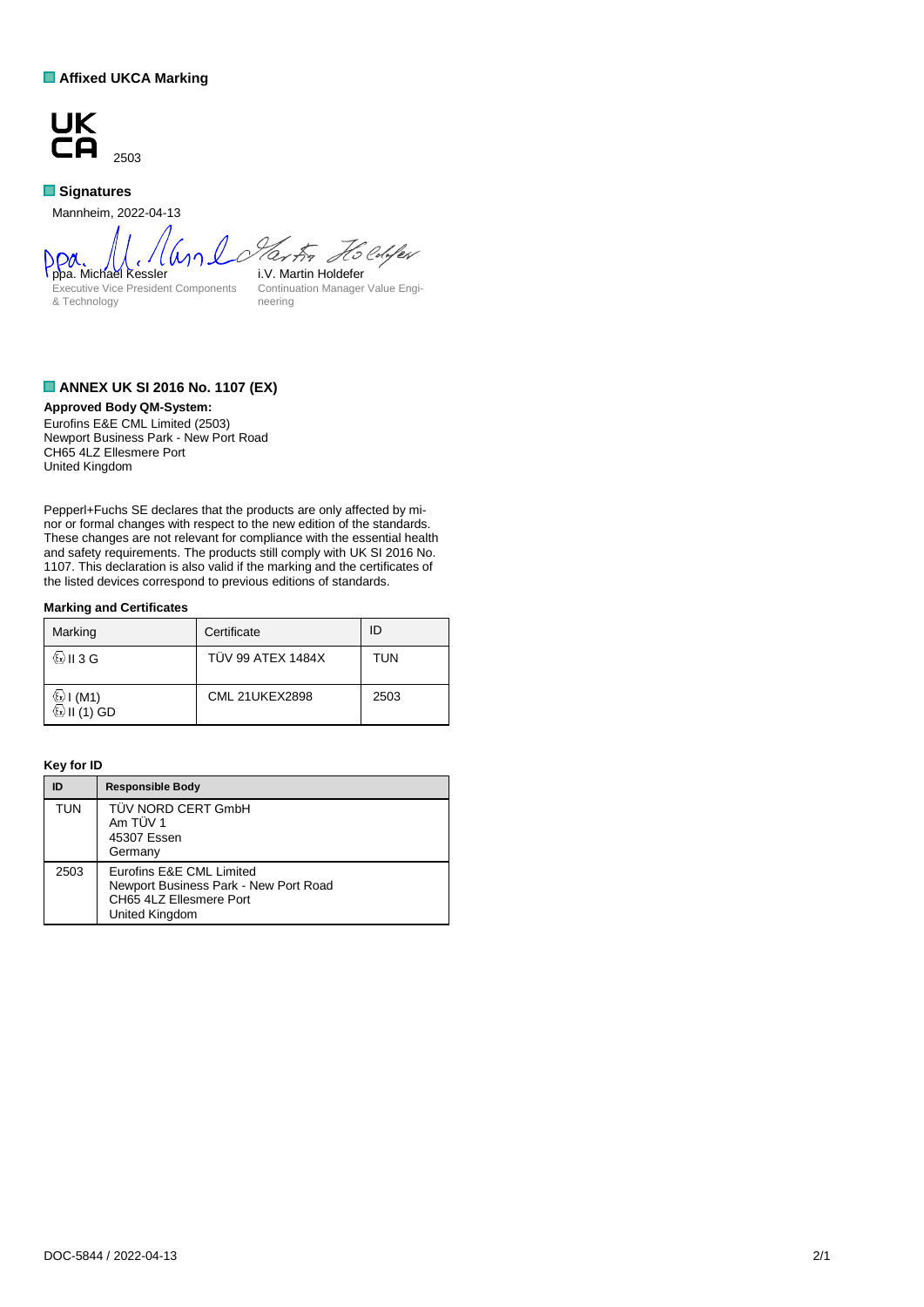## Affixed UKCA Marking

UK
CA 2503

## Signatures

Mannheim, 2022-04-13

ppa. Michael Kessler
Executive Vice President Components & Technology

i.V. Martin Holdefer
Continuation Manager Value Engineering

## ANNEX UK SI 2016 No. 1107 (EX)

**Approved Body QM-System:**
Eurofins E&E CML Limited (2503)
Newport Business Park - New Port Road
CH65 4LZ Ellesmere Port
United Kingdom

Pepperl+Fuchs SE declares that the products are only affected by minor or formal changes with respect to the new edition of the standards. These changes are not relevant for compliance with the essential health and safety requirements. The products still comply with UK SI 2016 No. 1107. This declaration is also valid if the marking and the certificates of the listed devices correspond to previous editions of standards.

**Marking and Certificates**

| Marking | Certificate | ID |
|---|---|---|
| Ex II 3 G | TÜV 99 ATEX 1484X | TUN |
| Ex I (M1)<br>Ex II (1) GD | CML 21UKEX2898 | 2503 |

**Key for ID**

| ID | Responsible Body |
|---|---|
| TUN | TÜV NORD CERT GmbH<br>Am TÜV 1<br>45307 Essen<br>Germany |
| 2503 | Eurofins E&E CML Limited<br>Newport Business Park - New Port Road<br>CH65 4LZ Ellesmere Port<br>United Kingdom |

DOC-5844 / 2022-04-13